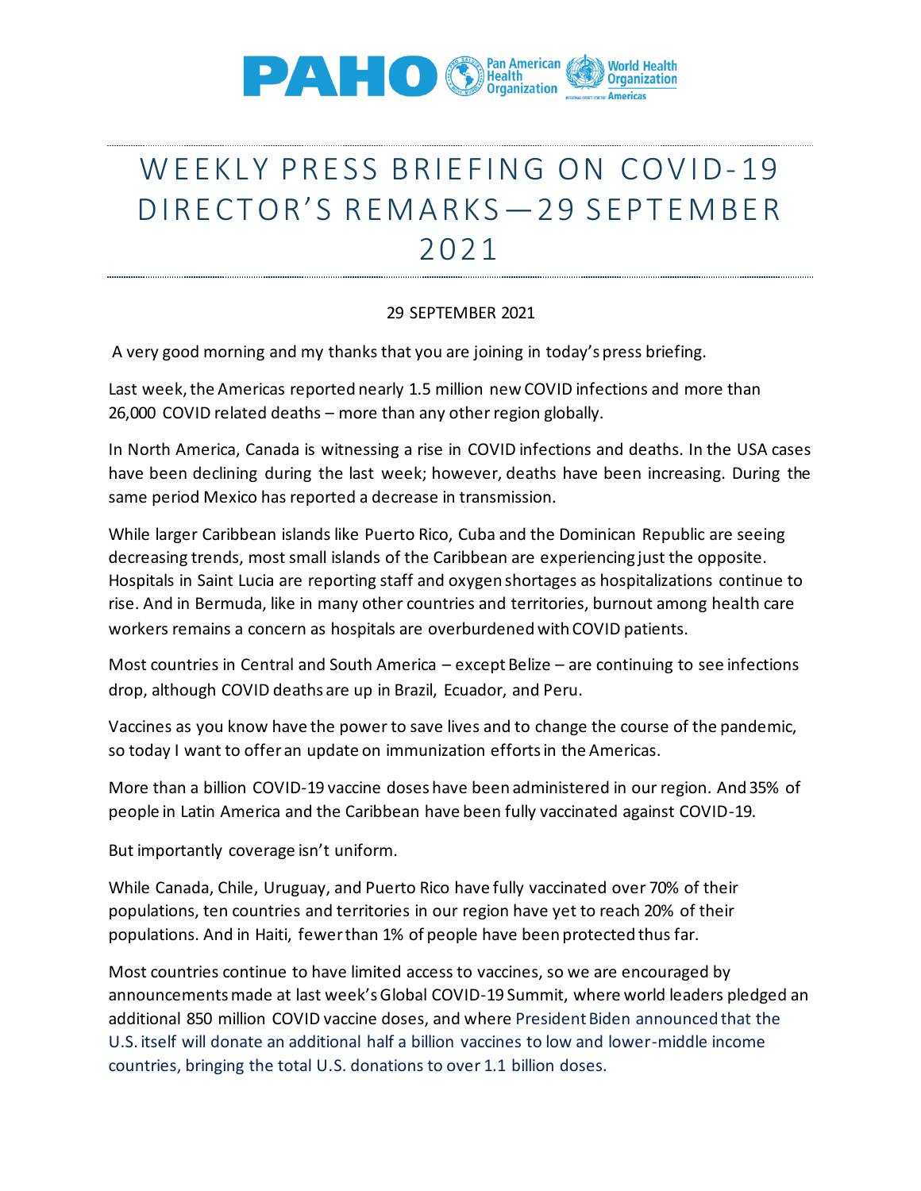# WEEKLY PRESS BRIEFING ON COVID-19 DIRECTOR'S REMARKS—29 SEPTEMBER 2021

29 SEPTEMBER 2021

A very good morning and my thanks that you are joining in today's press briefing.

Last week, the Americas reported nearly 1.5 million new COVID infections and more than 26,000 COVID related deaths – more than any other region globally.

In North America, Canada is witnessing a rise in COVID infections and deaths. In the USA cases have been declining during the last week; however, deaths have been increasing. During the same period Mexico has reported a decrease in transmission.

While larger Caribbean islands like Puerto Rico, Cuba and the Dominican Republic are seeing decreasing trends, most small islands of the Caribbean are experiencing just the opposite. Hospitals in Saint Lucia are reporting staff and oxygen shortages as hospitalizations continue to rise. And in Bermuda, like in many other countries and territories, burnout among health care workers remains a concern as hospitals are overburdened with COVID patients.

Most countries in Central and South America – except Belize – are continuing to see infections drop, although COVID deaths are up in Brazil, Ecuador, and Peru.

Vaccines as you know have the power to save lives and to change the course of the pandemic, so today I want to offer an update on immunization efforts in the Americas.

More than a billion COVID-19 vaccine doses have been administered in our region. And 35% of people in Latin America and the Caribbean have been fully vaccinated against COVID-19.

But importantly coverage isn't uniform.

While Canada, Chile, Uruguay, and Puerto Rico have fully vaccinated over 70% of their populations, ten countries and territories in our region have yet to reach 20% of their populations. And in Haiti, fewer than 1% of people have been protected thus far.

Most countries continue to have limited access to vaccines, so we are encouraged by announcements made at last week's Global COVID-19 Summit, where world leaders pledged an additional 850 million COVID vaccine doses, and where President Biden announced that the U.S. itself will donate an additional half a billion vaccines to low and lower-middle income countries, bringing the total U.S. donations to over 1.1 billion doses.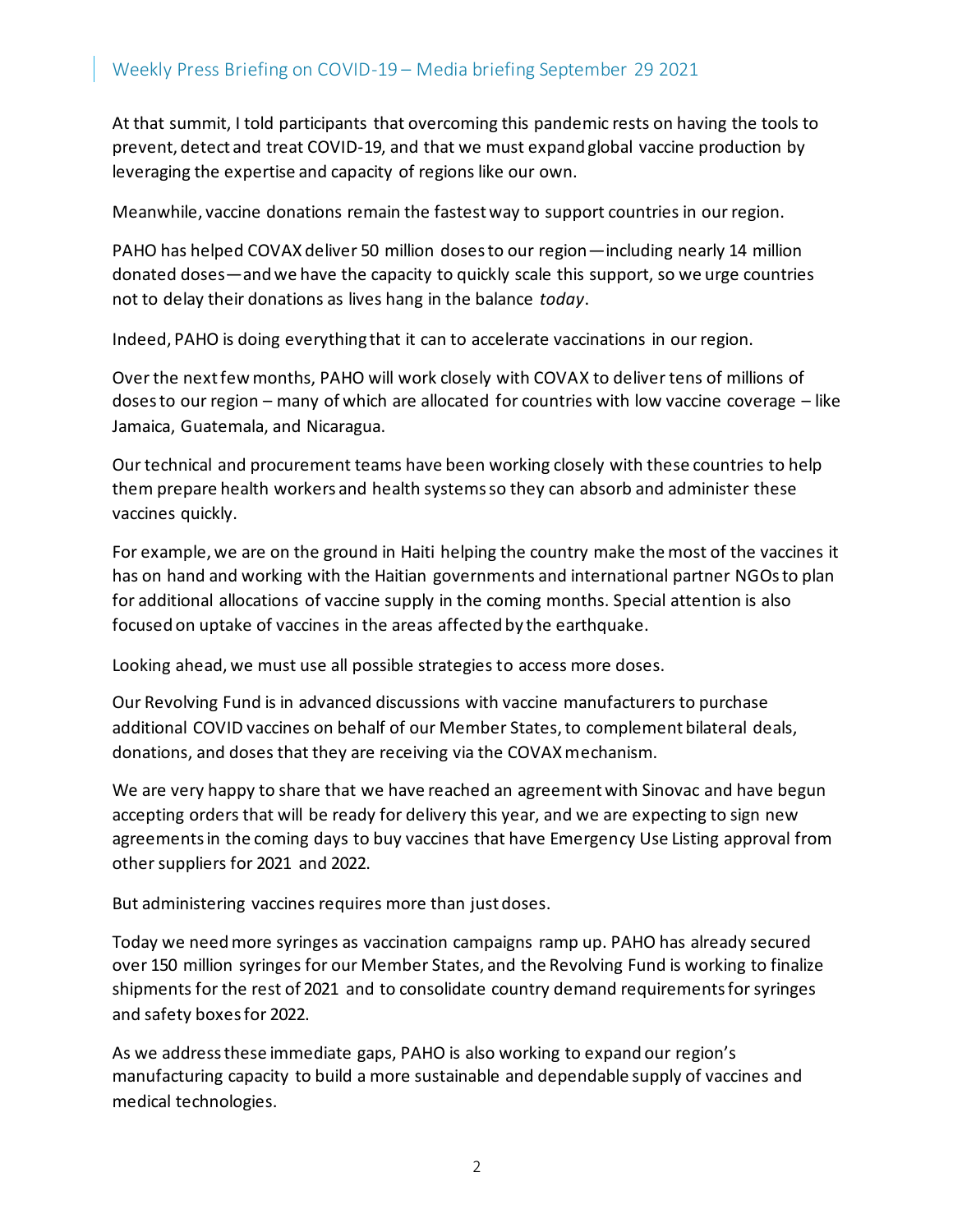At that summit, I told participants that overcoming this pandemic rests on having the tools to prevent, detect and treat COVID-19, and that we must expand global vaccine production by leveraging the expertise and capacity of regions like our own.

Meanwhile, vaccine donations remain the fastest way to support countries in our region.

PAHO has helped COVAX deliver 50 million doses to our region—including nearly 14 million donated doses—and we have the capacity to quickly scale this support, so we urge countries not to delay their donations as lives hang in the balance *today*.

Indeed, PAHO is doing everything that it can to accelerate vaccinations in our region.

Over the next few months, PAHO will work closely with COVAX to deliver tens of millions of doses to our region – many of which are allocated for countries with low vaccine coverage – like Jamaica, Guatemala, and Nicaragua.

Our technical and procurement teams have been working closely with these countries to help them prepare health workers and health systems so they can absorb and administer these vaccines quickly.

For example, we are on the ground in Haiti helping the country make the most of the vaccines it has on hand and working with the Haitian governments and international partner NGOs to plan for additional allocations of vaccine supply in the coming months. Special attention is also focused on uptake of vaccines in the areas affected by the earthquake.

Looking ahead, we must use all possible strategies to access more doses.

Our Revolving Fund is in advanced discussions with vaccine manufacturers to purchase additional COVID vaccines on behalf of our Member States, to complement bilateral deals, donations, and doses that they are receiving via the COVAX mechanism.

We are very happy to share that we have reached an agreement with Sinovac and have begun accepting orders that will be ready for delivery this year, and we are expecting to sign new agreements in the coming days to buy vaccines that have Emergency Use Listing approval from other suppliers for 2021 and 2022.

But administering vaccines requires more than just doses.

Today we need more syringes as vaccination campaigns ramp up. PAHO has already secured over 150 million syringes for our Member States, and the Revolving Fund is working to finalize shipments for the rest of 2021 and to consolidate country demand requirements for syringes and safety boxes for 2022.

As we address these immediate gaps, PAHO is also working to expand our region's manufacturing capacity to build a more sustainable and dependable supply of vaccines and medical technologies.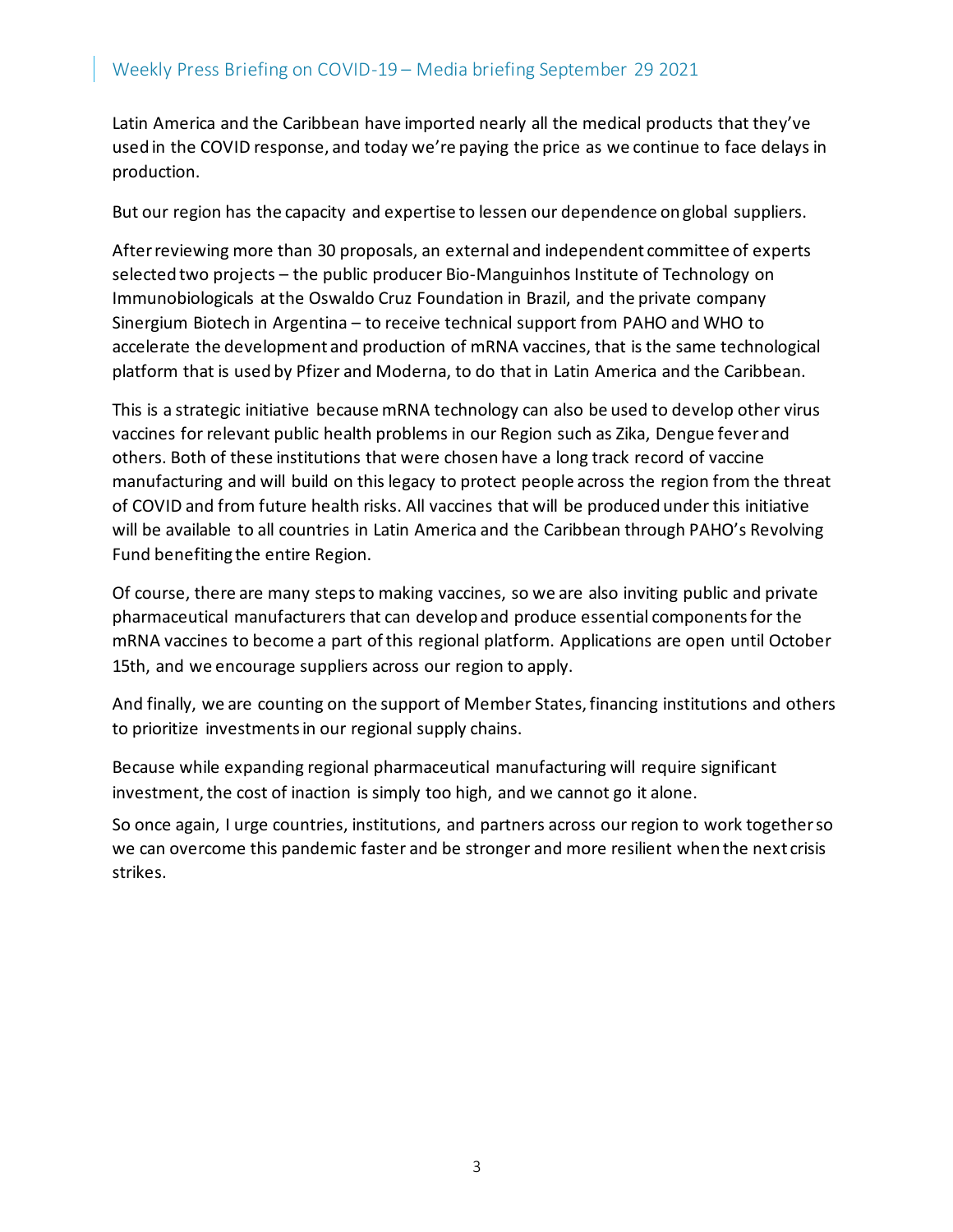Latin America and the Caribbean have imported nearly all the medical products that they've used in the COVID response, and today we're paying the price as we continue to face delays in production.

But our region has the capacity and expertise to lessen our dependence on global suppliers.

After reviewing more than 30 proposals, an external and independent committee of experts selected two projects – the public producer Bio-Manguinhos Institute of Technology on Immunobiologicals at the Oswaldo Cruz Foundation in Brazil, and the private company Sinergium Biotech in Argentina – to receive technical support from PAHO and WHO to accelerate the development and production of mRNA vaccines, that is the same technological platform that is used by Pfizer and Moderna, to do that in Latin America and the Caribbean.

This is a strategic initiative because mRNA technology can also be used to develop other virus vaccines for relevant public health problems in our Region such as Zika, Dengue fever and others. Both of these institutions that were chosen have a long track record of vaccine manufacturing and will build on this legacy to protect people across the region from the threat of COVID and from future health risks. All vaccines that will be produced under this initiative will be available to all countries in Latin America and the Caribbean through PAHO's Revolving Fund benefiting the entire Region.

Of course, there are many steps to making vaccines, so we are also inviting public and private pharmaceutical manufacturers that can develop and produce essential components for the mRNA vaccines to become a part of this regional platform. Applications are open until October 15th, and we encourage suppliers across our region to apply.

And finally, we are counting on the support of Member States, financing institutions and others to prioritize investments in our regional supply chains.

Because while expanding regional pharmaceutical manufacturing will require significant investment, the cost of inaction is simply too high, and we cannot go it alone.

So once again, I urge countries, institutions, and partners across our region to work together so we can overcome this pandemic faster and be stronger and more resilient when the next crisis strikes.